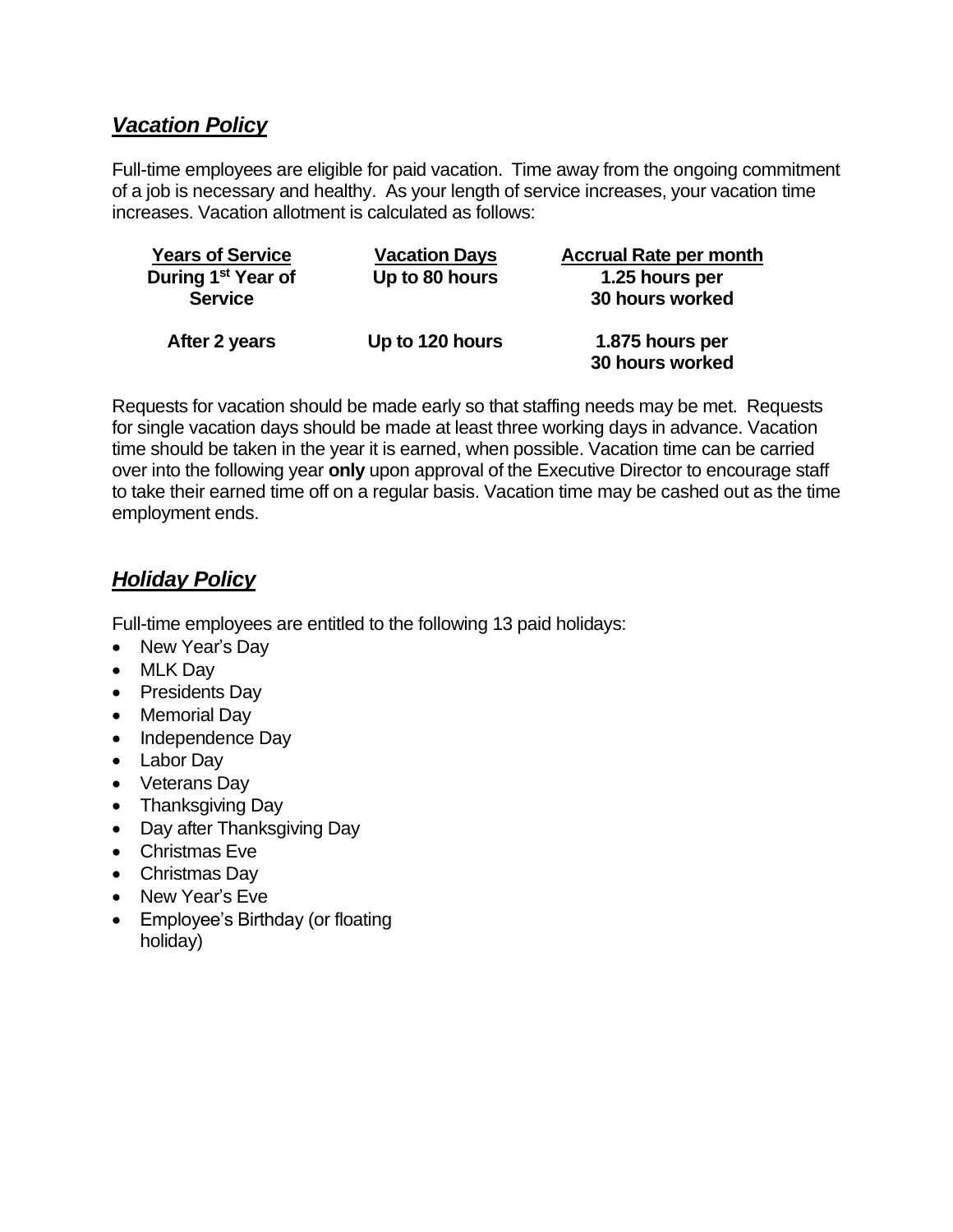## ***Vacation Policy***

Full-time employees are eligible for paid vacation. Time away from the ongoing commitment of a job is necessary and healthy. As your length of service increases, your vacation time increases. Vacation allotment is calculated as follows:

| Years of Service | Vacation Days | Accrual Rate per month |
|---|---|---|
| **During 1st Year of Service** | **Up to 80 hours** | **1.25 hours per 30 hours worked** |
| **After 2 years** | **Up to 120 hours** | **1.875 hours per 30 hours worked** |

Requests for vacation should be made early so that staffing needs may be met. Requests for single vacation days should be made at least three working days in advance. Vacation time should be taken in the year it is earned, when possible. Vacation time can be carried over into the following year **only** upon approval of the Executive Director to encourage staff to take their earned time off on a regular basis. Vacation time may be cashed out as the time employment ends.

## ***Holiday Policy***

Full-time employees are entitled to the following 13 paid holidays:

- New Year's Day
- MLK Day
- Presidents Day
- Memorial Day
- Independence Day
- Labor Day
- Veterans Day
- Thanksgiving Day
- Day after Thanksgiving Day
- Christmas Eve
- Christmas Day
- New Year's Eve
- Employee's Birthday (or floating holiday)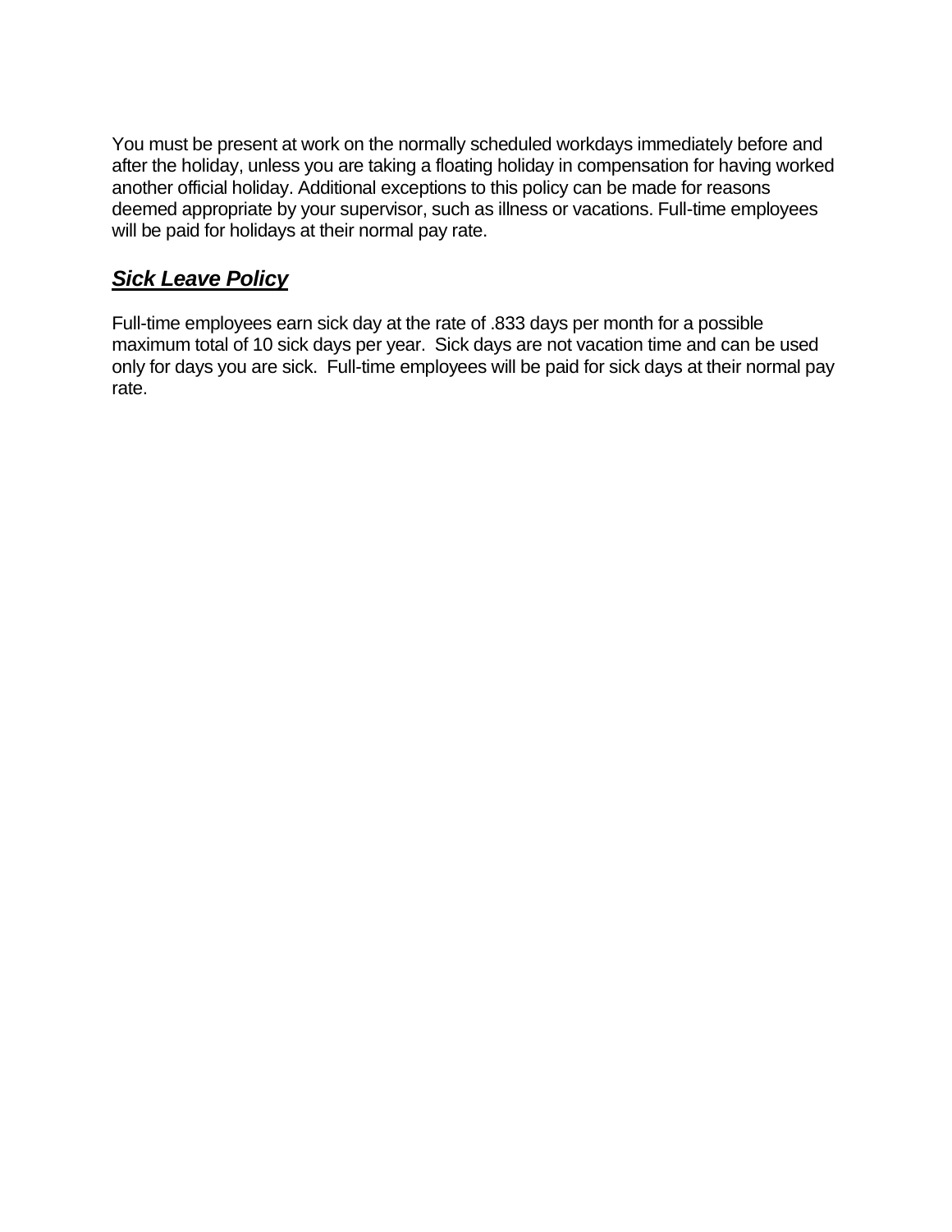You must be present at work on the normally scheduled workdays immediately before and after the holiday, unless you are taking a floating holiday in compensation for having worked another official holiday. Additional exceptions to this policy can be made for reasons deemed appropriate by your supervisor, such as illness or vacations. Full-time employees will be paid for holidays at their normal pay rate.

## ***Sick Leave Policy***

Full-time employees earn sick day at the rate of .833 days per month for a possible maximum total of 10 sick days per year. Sick days are not vacation time and can be used only for days you are sick. Full-time employees will be paid for sick days at their normal pay rate.